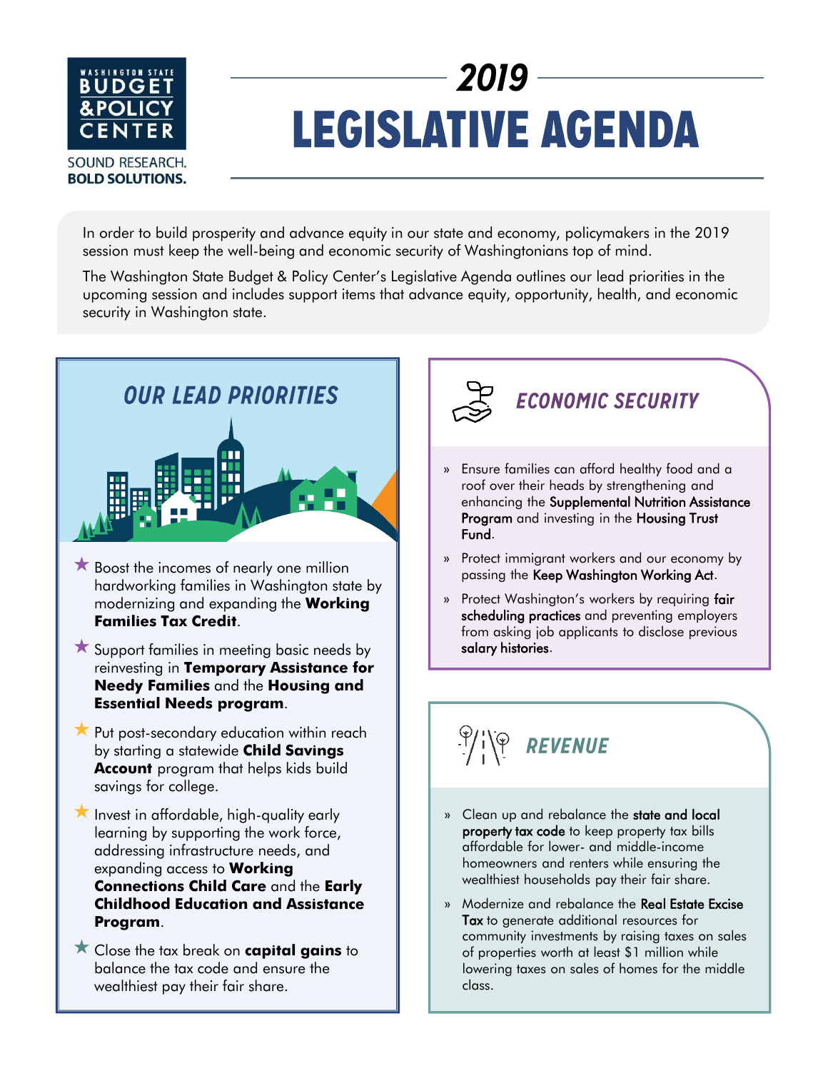WASHINGTON STATE BUDGET & POLICY CENTER

SOUND RESEARCH. **BOLD SOLUTIONS.**

# 2019 LEGISLATIVE AGENDA

In order to build prosperity and advance equity in our state and economy, policymakers in the 2019 session must keep the well-being and economic security of Washingtonians top of mind.

The Washington State Budget & Policy Center's Legislative Agenda outlines our lead priorities in the upcoming session and includes support items that advance equity, opportunity, health, and economic security in Washington state.

## OUR LEAD PRIORITIES

- ★ Boost the incomes of nearly one million hardworking families in Washington state by modernizing and expanding the **Working Families Tax Credit**.
- ★ Support families in meeting basic needs by reinvesting in **Temporary Assistance for Needy Families** and the **Housing and Essential Needs program**.
- ★ Put post-secondary education within reach by starting a statewide **Child Savings Account** program that helps kids build savings for college.
- ★ Invest in affordable, high-quality early learning by supporting the work force, addressing infrastructure needs, and expanding access to **Working Connections Child Care** and the **Early Childhood Education and Assistance Program**.
- ★ Close the tax break on **capital gains** to balance the tax code and ensure the wealthiest pay their fair share.

## ECONOMIC SECURITY

- Ensure families can afford healthy food and a roof over their heads by strengthening and enhancing the **Supplemental Nutrition Assistance Program** and investing in the **Housing Trust Fund**.
- Protect immigrant workers and our economy by passing the **Keep Washington Working Act**.
- Protect Washington's workers by requiring **fair scheduling practices** and preventing employers from asking job applicants to disclose previous **salary histories**.

## REVENUE

- Clean up and rebalance the **state and local property tax code** to keep property tax bills affordable for lower- and middle-income homeowners and renters while ensuring the wealthiest households pay their fair share.
- Modernize and rebalance the **Real Estate Excise Tax** to generate additional resources for community investments by raising taxes on sales of properties worth at least $1 million while lowering taxes on sales of homes for the middle class.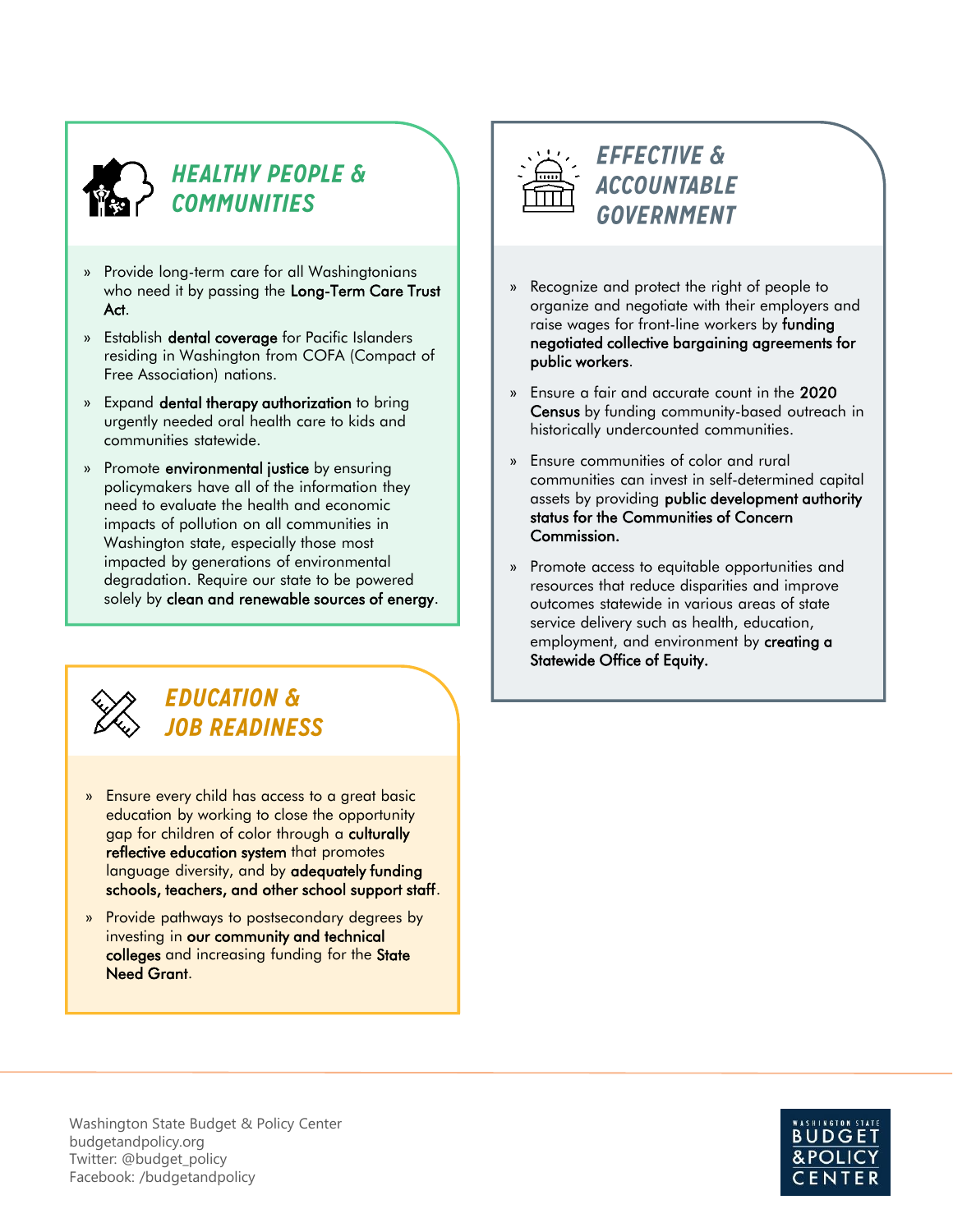## HEALTHY PEOPLE & COMMUNITIES

- Provide long-term care for all Washingtonians who need it by passing the **Long-Term Care Trust Act**.
- Establish **dental coverage** for Pacific Islanders residing in Washington from COFA (Compact of Free Association) nations.
- Expand **dental therapy authorization** to bring urgently needed oral health care to kids and communities statewide.
- Promote **environmental justice** by ensuring policymakers have all of the information they need to evaluate the health and economic impacts of pollution on all communities in Washington state, especially those most impacted by generations of environmental degradation. Require our state to be powered solely by **clean and renewable sources of energy**.

## EDUCATION & JOB READINESS

- Ensure every child has access to a great basic education by working to close the opportunity gap for children of color through a **culturally reflective education system** that promotes language diversity, and by **adequately funding schools, teachers, and other school support staff**.
- Provide pathways to postsecondary degrees by investing in **our community and technical colleges** and increasing funding for the **State Need Grant**.

## EFFECTIVE & ACCOUNTABLE GOVERNMENT

- Recognize and protect the right of people to organize and negotiate with their employers and raise wages for front-line workers by **funding negotiated collective bargaining agreements for public workers**.
- Ensure a fair and accurate count in the **2020 Census** by funding community-based outreach in historically undercounted communities.
- Ensure communities of color and rural communities can invest in self-determined capital assets by providing **public development authority status for the Communities of Concern Commission.**
- Promote access to equitable opportunities and resources that reduce disparities and improve outcomes statewide in various areas of state service delivery such as health, education, employment, and environment by **creating a Statewide Office of Equity.**

Washington State Budget & Policy Center
budgetandpolicy.org
Twitter: @budget_policy
Facebook: /budgetandpolicy